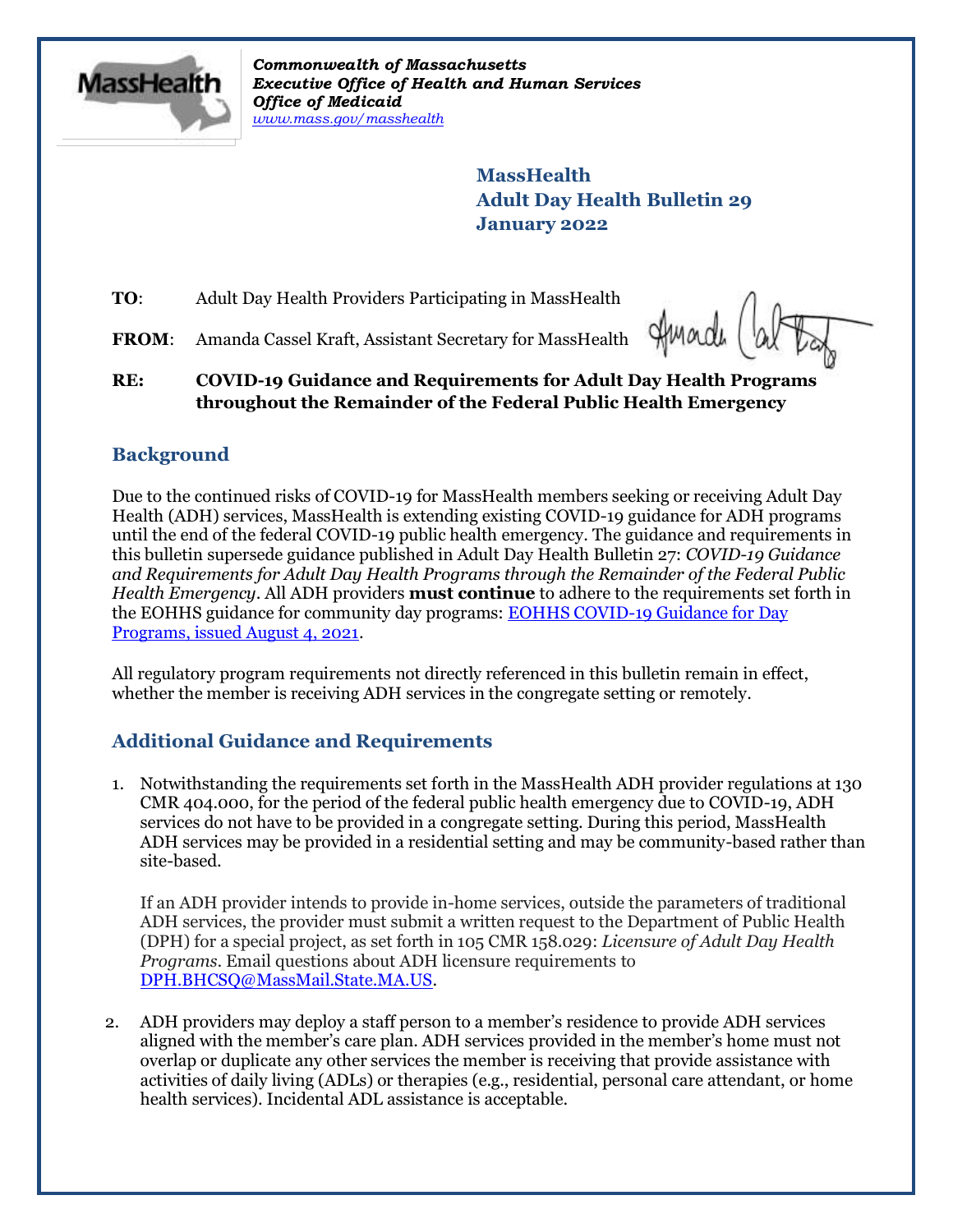*Commonwealth of Massachusetts*
***Executive Office of Health and Human Services***
***Office of Medicaid***
*www.mass.gov/masshealth*

**MassHealth**
**Adult Day Health Bulletin 29**
**January 2022**

**TO**: Adult Day Health Providers Participating in MassHealth

**FROM**: Amanda Cassel Kraft, Assistant Secretary for MassHealth

**RE: COVID-19 Guidance and Requirements for Adult Day Health Programs throughout the Remainder of the Federal Public Health Emergency**

## Background

Due to the continued risks of COVID-19 for MassHealth members seeking or receiving Adult Day Health (ADH) services, MassHealth is extending existing COVID-19 guidance for ADH programs until the end of the federal COVID-19 public health emergency. The guidance and requirements in this bulletin supersede guidance published in Adult Day Health Bulletin 27: *COVID-19 Guidance and Requirements for Adult Day Health Programs through the Remainder of the Federal Public Health Emergency*. All ADH providers **must continue** to adhere to the requirements set forth in the EOHHS guidance for community day programs: EOHHS COVID-19 Guidance for Day Programs, issued August 4, 2021.

All regulatory program requirements not directly referenced in this bulletin remain in effect, whether the member is receiving ADH services in the congregate setting or remotely.

## Additional Guidance and Requirements

1. Notwithstanding the requirements set forth in the MassHealth ADH provider regulations at 130 CMR 404.000, for the period of the federal public health emergency due to COVID-19, ADH services do not have to be provided in a congregate setting. During this period, MassHealth ADH services may be provided in a residential setting and may be community-based rather than site-based.

   If an ADH provider intends to provide in-home services, outside the parameters of traditional ADH services, the provider must submit a written request to the Department of Public Health (DPH) for a special project, as set forth in 105 CMR 158.029: *Licensure of Adult Day Health Programs*. Email questions about ADH licensure requirements to DPH.BHCSQ@MassMail.State.MA.US.

2. ADH providers may deploy a staff person to a member's residence to provide ADH services aligned with the member's care plan. ADH services provided in the member's home must not overlap or duplicate any other services the member is receiving that provide assistance with activities of daily living (ADLs) or therapies (e.g., residential, personal care attendant, or home health services). Incidental ADL assistance is acceptable.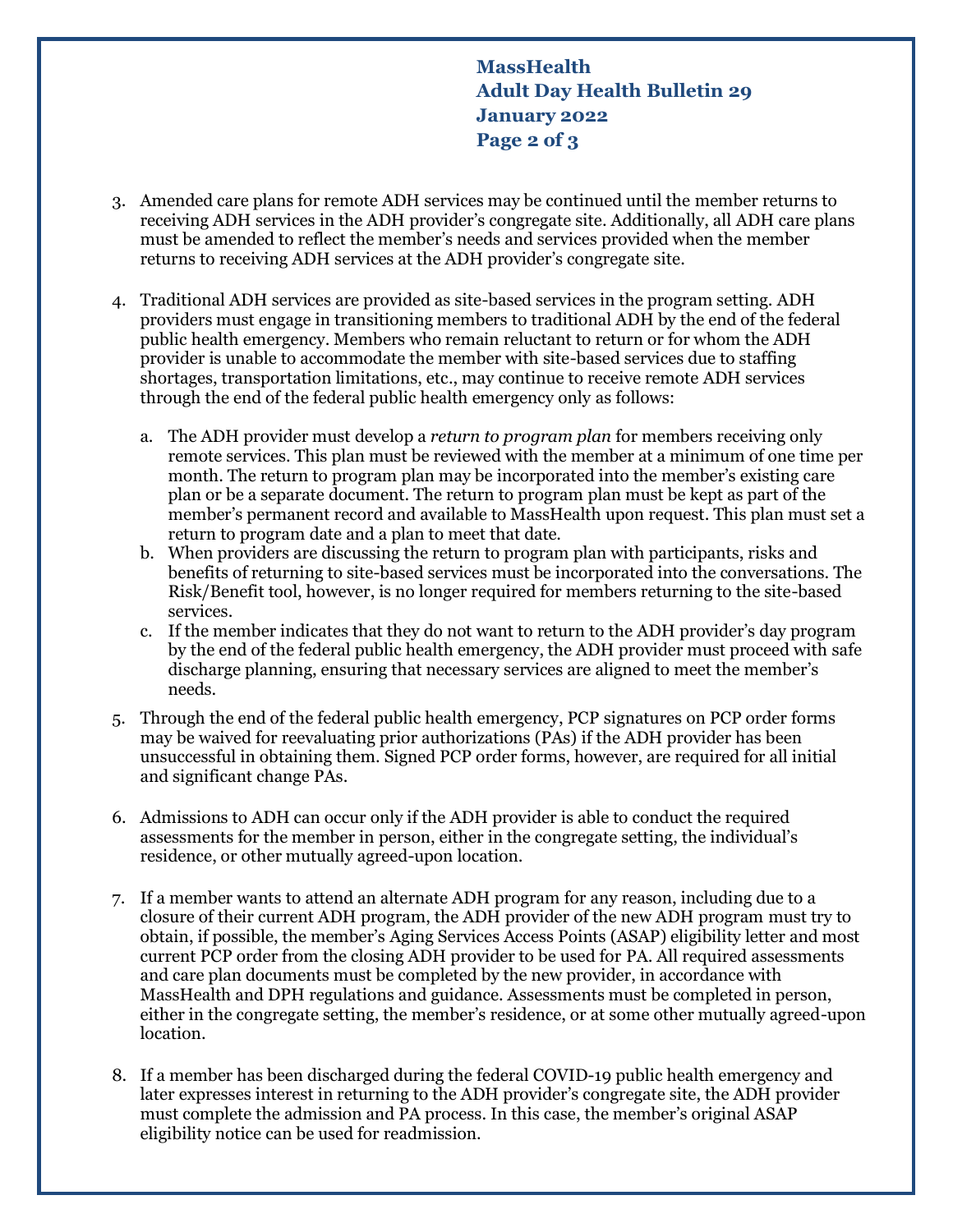3. Amended care plans for remote ADH services may be continued until the member returns to receiving ADH services in the ADH provider's congregate site. Additionally, all ADH care plans must be amended to reflect the member's needs and services provided when the member returns to receiving ADH services at the ADH provider's congregate site.

4. Traditional ADH services are provided as site-based services in the program setting. ADH providers must engage in transitioning members to traditional ADH by the end of the federal public health emergency. Members who remain reluctant to return or for whom the ADH provider is unable to accommodate the member with site-based services due to staffing shortages, transportation limitations, etc., may continue to receive remote ADH services through the end of the federal public health emergency only as follows:

   a. The ADH provider must develop a *return to program plan* for members receiving only remote services. This plan must be reviewed with the member at a minimum of one time per month. The return to program plan may be incorporated into the member's existing care plan or be a separate document. The return to program plan must be kept as part of the member's permanent record and available to MassHealth upon request. This plan must set a return to program date and a plan to meet that date.
   
   b. When providers are discussing the return to program plan with participants, risks and benefits of returning to site-based services must be incorporated into the conversations. The Risk/Benefit tool, however, is no longer required for members returning to the site-based services.
   
   c. If the member indicates that they do not want to return to the ADH provider's day program by the end of the federal public health emergency, the ADH provider must proceed with safe discharge planning, ensuring that necessary services are aligned to meet the member's needs.

5. Through the end of the federal public health emergency, PCP signatures on PCP order forms may be waived for reevaluating prior authorizations (PAs) if the ADH provider has been unsuccessful in obtaining them. Signed PCP order forms, however, are required for all initial and significant change PAs.

6. Admissions to ADH can occur only if the ADH provider is able to conduct the required assessments for the member in person, either in the congregate setting, the individual's residence, or other mutually agreed-upon location.

7. If a member wants to attend an alternate ADH program for any reason, including due to a closure of their current ADH program, the ADH provider of the new ADH program must try to obtain, if possible, the member's Aging Services Access Points (ASAP) eligibility letter and most current PCP order from the closing ADH provider to be used for PA. All required assessments and care plan documents must be completed by the new provider, in accordance with MassHealth and DPH regulations and guidance. Assessments must be completed in person, either in the congregate setting, the member's residence, or at some other mutually agreed-upon location.

8. If a member has been discharged during the federal COVID-19 public health emergency and later expresses interest in returning to the ADH provider's congregate site, the ADH provider must complete the admission and PA process. In this case, the member's original ASAP eligibility notice can be used for readmission.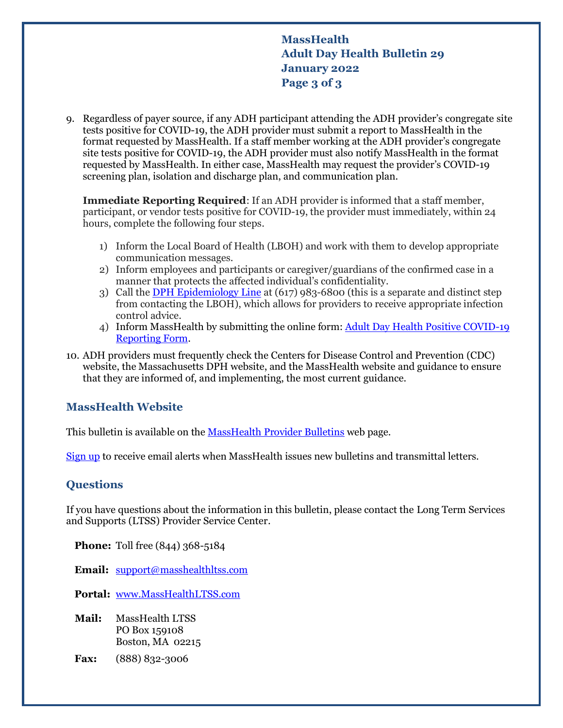9. Regardless of payer source, if any ADH participant attending the ADH provider's congregate site tests positive for COVID-19, the ADH provider must submit a report to MassHealth in the format requested by MassHealth. If a staff member working at the ADH provider's congregate site tests positive for COVID-19, the ADH provider must also notify MassHealth in the format requested by MassHealth. In either case, MassHealth may request the provider's COVID-19 screening plan, isolation and discharge plan, and communication plan.

   **Immediate Reporting Required**: If an ADH provider is informed that a staff member, participant, or vendor tests positive for COVID-19, the provider must immediately, within 24 hours, complete the following four steps.

   1) Inform the Local Board of Health (LBOH) and work with them to develop appropriate communication messages.
   2) Inform employees and participants or caregiver/guardians of the confirmed case in a manner that protects the affected individual's confidentiality.
   3) Call the DPH Epidemiology Line at (617) 983-6800 (this is a separate and distinct step from contacting the LBOH), which allows for providers to receive appropriate infection control advice.
   4) Inform MassHealth by submitting the online form: Adult Day Health Positive COVID-19 Reporting Form.

10. ADH providers must frequently check the Centers for Disease Control and Prevention (CDC) website, the Massachusetts DPH website, and the MassHealth website and guidance to ensure that they are informed of, and implementing, the most current guidance.

## MassHealth Website

This bulletin is available on the MassHealth Provider Bulletins web page.

Sign up to receive email alerts when MassHealth issues new bulletins and transmittal letters.

## Questions

If you have questions about the information in this bulletin, please contact the Long Term Services and Supports (LTSS) Provider Service Center.

**Phone:** Toll free (844) 368-5184

**Email:** support@masshealthltss.com

**Portal:** www.MassHealthLTSS.com

**Mail:** MassHealth LTSS
PO Box 159108
Boston, MA 02215

**Fax:** (888) 832-3006